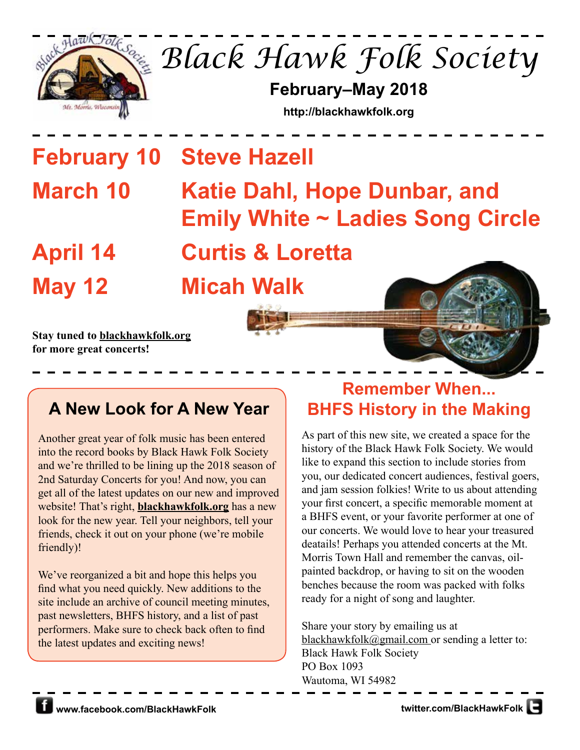# Black Hawk Folk Society

**February–May 2018**

**http://blackhawkfolk.org**

## February 10 Steve Hazell

## March 10 Katie Dahl, Hope Dunbar, and Emily White ~ Ladies Song Circle

## April 14 Curtis & Loretta

## May 12 Micah Walk

**Stay tuned to blackhawkfolk.org for more great concerts!**

## A New Look for A New Year

Another great year of folk music has been entered into the record books by Black Hawk Folk Society and we're thrilled to be lining up the 2018 season of 2nd Saturday Concerts for you! And now, you can get all of the latest updates on our new and improved website! That's right, **blackhawkfolk.org** has a new look for the new year. Tell your neighbors, tell your friends, check it out on your phone (we're mobile friendly)!

We've reorganized a bit and hope this helps you find what you need quickly. New additions to the site include an archive of council meeting minutes, past newsletters, BHFS history, and a list of past performers. Make sure to check back often to find the latest updates and exciting news!

## Remember When... BHFS History in the Making

As part of this new site, we created a space for the history of the Black Hawk Folk Society. We would like to expand this section to include stories from you, our dedicated concert audiences, festival goers, and jam session folkies! Write to us about attending your first concert, a specific memorable moment at a BHFS event, or your favorite performer at one of our concerts. We would love to hear your treasured deatails! Perhaps you attended concerts at the Mt. Morris Town Hall and remember the canvas, oil-painted backdrop, or having to sit on the wooden benches because the room was packed with folks ready for a night of song and laughter.

Share your story by emailing us at blackhawkfolk@gmail.com or sending a letter to:
Black Hawk Folk Society
PO Box 1093
Wautoma, WI 54982

**www.facebook.com/BlackHawkFolk** **twitter.com/BlackHawkFolk**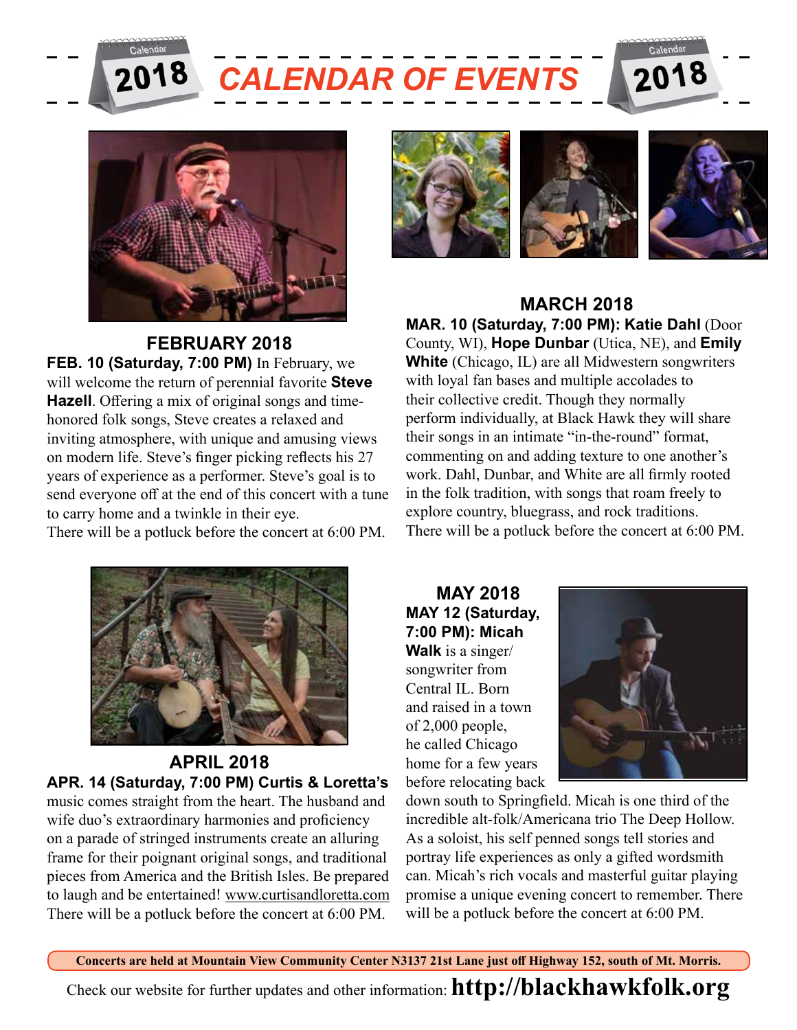# CALENDAR OF EVENTS

## FEBRUARY 2018

**FEB. 10 (Saturday, 7:00 PM)** In February, we will welcome the return of perennial favorite **Steve Hazell**. Offering a mix of original songs and time-honored folk songs, Steve creates a relaxed and inviting atmosphere, with unique and amusing views on modern life. Steve's finger picking reflects his 27 years of experience as a performer. Steve's goal is to send everyone off at the end of this concert with a tune to carry home and a twinkle in their eye.
There will be a potluck before the concert at 6:00 PM.

## MARCH 2018

**MAR. 10 (Saturday, 7:00 PM): Katie Dahl** (Door County, WI), **Hope Dunbar** (Utica, NE), and **Emily White** (Chicago, IL) are all Midwestern songwriters with loyal fan bases and multiple accolades to their collective credit. Though they normally perform individually, at Black Hawk they will share their songs in an intimate "in-the-round" format, commenting on and adding texture to one another's work. Dahl, Dunbar, and White are all firmly rooted in the folk tradition, with songs that roam freely to explore country, bluegrass, and rock traditions.
There will be a potluck before the concert at 6:00 PM.

## APRIL 2018

**APR. 14 (Saturday, 7:00 PM) Curtis & Loretta's** music comes straight from the heart. The husband and wife duo's extraordinary harmonies and proficiency on a parade of stringed instruments create an alluring frame for their poignant original songs, and traditional pieces from America and the British Isles. Be prepared to laugh and be entertained! www.curtisandloretta.com
There will be a potluck before the concert at 6:00 PM.

## MAY 2018

**MAY 12 (Saturday, 7:00 PM): Micah Walk** is a singer/songwriter from Central IL. Born and raised in a town of 2,000 people, he called Chicago home for a few years before relocating back down south to Springfield. Micah is one third of the incredible alt-folk/Americana trio The Deep Hollow. As a soloist, his self penned songs tell stories and portray life experiences as only a gifted wordsmith can. Micah's rich vocals and masterful guitar playing promise a unique evening concert to remember. There will be a potluck before the concert at 6:00 PM.

**Concerts are held at Mountain View Community Center N3137 21st Lane just off Highway 152, south of Mt. Morris.**

Check our website for further updates and other information: **http://blackhawkfolk.org**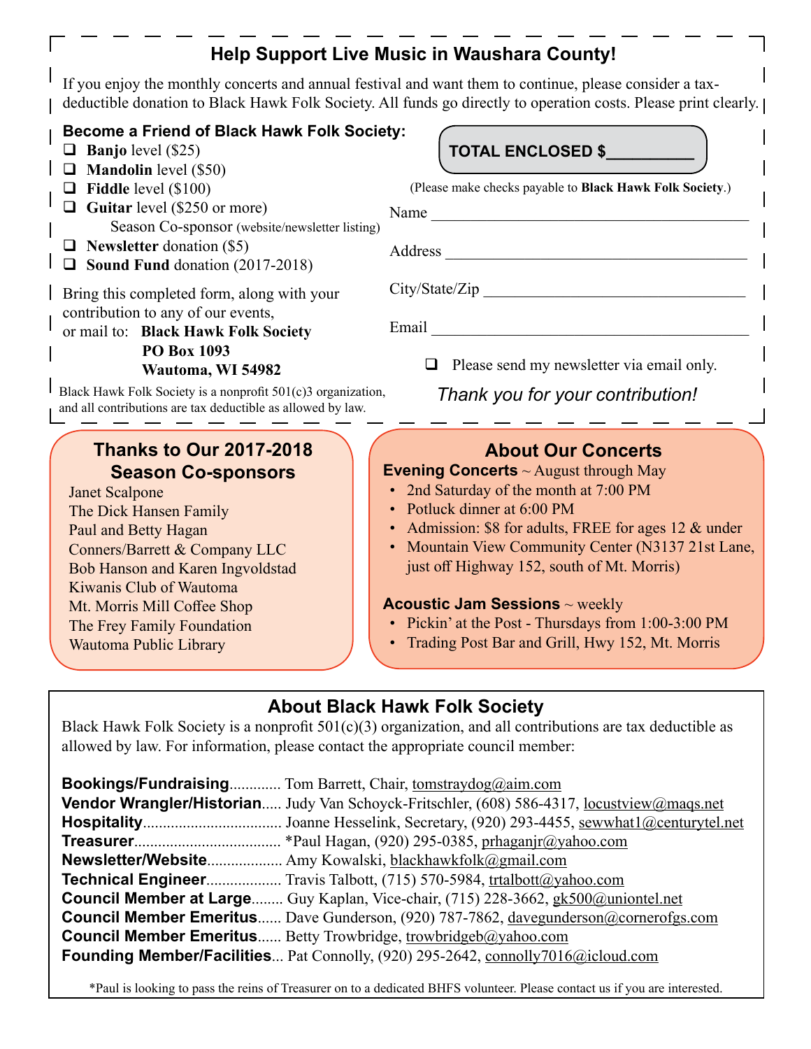## Help Support Live Music in Waushara County!

If you enjoy the monthly concerts and annual festival and want them to continue, please consider a tax-deductible donation to Black Hawk Folk Society. All funds go directly to operation costs. Please print clearly.

**Become a Friend of Black Hawk Folk Society:**

- ❑ **Banjo** level ($25)
- ❑ **Mandolin** level ($50)
- ❑ **Fiddle** level ($100)
- ❑ **Guitar** level ($250 or more)
  Season Co-sponsor (website/newsletter listing)
- ❑ **Newsletter** donation ($5)
- ❑ **Sound Fund** donation (2017-2018)

Bring this completed form, along with your contribution to any of our events,
or mail to: **Black Hawk Folk Society**
**PO Box 1093**
**Wautoma, WI 54982**

Black Hawk Folk Society is a nonprofit 501(c)3 organization, and all contributions are tax deductible as allowed by law.

**TOTAL ENCLOSED $\_\_\_\_\_\_\_\_\_**

(Please make checks payable to **Black Hawk Folk Society**.)

Name \_\_\_\_\_\_\_\_\_\_\_\_\_\_\_\_\_\_\_\_\_\_\_\_\_\_\_\_\_\_\_\_\_\_\_\_\_\_\_\_

Address \_\_\_\_\_\_\_\_\_\_\_\_\_\_\_\_\_\_\_\_\_\_\_\_\_\_\_\_\_\_\_\_\_\_\_\_\_\_

City/State/Zip \_\_\_\_\_\_\_\_\_\_\_\_\_\_\_\_\_\_\_\_\_\_\_\_\_\_\_\_\_\_\_\_\_

Email \_\_\_\_\_\_\_\_\_\_\_\_\_\_\_\_\_\_\_\_\_\_\_\_\_\_\_\_\_\_\_\_\_\_\_\_\_\_\_\_

❑ Please send my newsletter via email only.

*Thank you for your contribution!*

## Thanks to Our 2017-2018 Season Co-sponsors

Janet Scalpone
The Dick Hansen Family
Paul and Betty Hagan
Conners/Barrett & Company LLC
Bob Hanson and Karen Ingvoldstad
Kiwanis Club of Wautoma
Mt. Morris Mill Coffee Shop
The Frey Family Foundation
Wautoma Public Library

## About Our Concerts

**Evening Concerts** ~ August through May

- 2nd Saturday of the month at 7:00 PM
- Potluck dinner at 6:00 PM
- Admission: $8 for adults, FREE for ages 12 & under
- Mountain View Community Center (N3137 21st Lane, just off Highway 152, south of Mt. Morris)

**Acoustic Jam Sessions** ~ weekly

- Pickin' at the Post - Thursdays from 1:00-3:00 PM
- Trading Post Bar and Grill, Hwy 152, Mt. Morris

## About Black Hawk Folk Society

Black Hawk Folk Society is a nonprofit 501(c)(3) organization, and all contributions are tax deductible as allowed by law. For information, please contact the appropriate council member:

**Bookings/Fundraising**............ Tom Barrett, Chair, tomstraydog@aim.com
**Vendor Wrangler/Historian**..... Judy Van Schoyck-Fritschler, (608) 586-4317, locustview@maqs.net
**Hospitality**.................................. Joanne Hesselink, Secretary, (920) 293-4455, sewwhat1@centurytel.net
**Treasurer**.................................... *Paul Hagan, (920) 295-0385, prhaganjr@yahoo.com
**Newsletter/Website**.................. Amy Kowalski, blackhawkfolk@gmail.com
**Technical Engineer**.................. Travis Talbott, (715) 570-5984, trtalbott@yahoo.com
**Council Member at Large**........ Guy Kaplan, Vice-chair, (715) 228-3662, gk500@uniontel.net
**Council Member Emeritus**...... Dave Gunderson, (920) 787-7862, davegunderson@cornerofgs.com
**Council Member Emeritus**...... Betty Trowbridge, trowbridgeb@yahoo.com
**Founding Member/Facilities**... Pat Connolly, (920) 295-2642, connolly7016@icloud.com

*Paul is looking to pass the reins of Treasurer on to a dedicated BHFS volunteer. Please contact us if you are interested.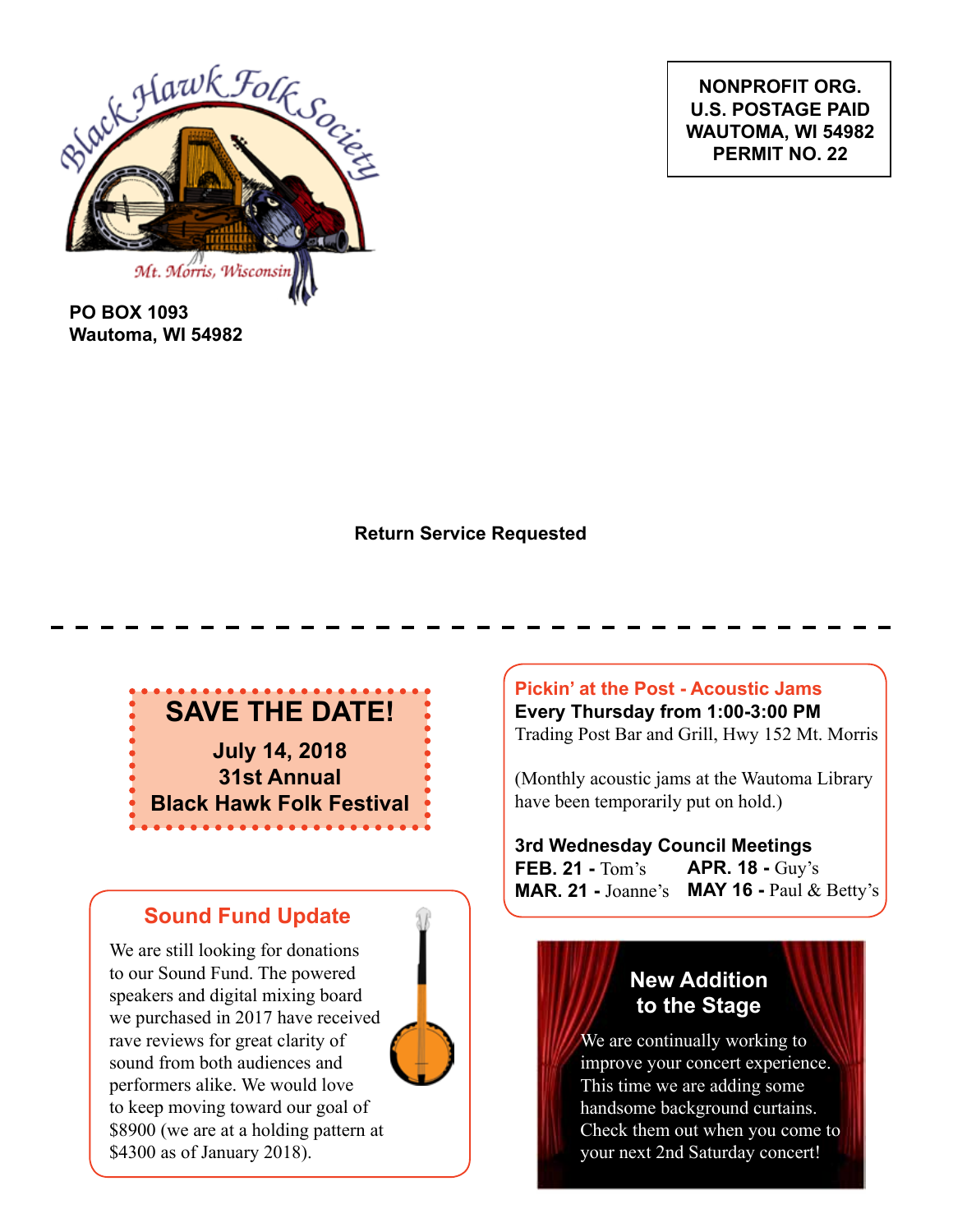Black Hawk Folk Society

Mt. Morris, Wisconsin

**PO BOX 1093**
**Wautoma, WI 54982**

**NONPROFIT ORG.**
**U.S. POSTAGE PAID**
**WAUTOMA, WI 54982**
**PERMIT NO. 22**

**Return Service Requested**

---

## SAVE THE DATE!

**July 14, 2018**
**31st Annual**
**Black Hawk Folk Festival**

## Sound Fund Update

We are still looking for donations to our Sound Fund. The powered speakers and digital mixing board we purchased in 2017 have received rave reviews for great clarity of sound from both audiences and performers alike. We would love to keep moving toward our goal of $8900 (we are at a holding pattern at $4300 as of January 2018).

## Pickin' at the Post - Acoustic Jams

**Every Thursday from 1:00-3:00 PM**
Trading Post Bar and Grill, Hwy 152 Mt. Morris

(Monthly acoustic jams at the Wautoma Library have been temporarily put on hold.)

**3rd Wednesday Council Meetings**

**FEB. 21 -** Tom's
**MAR. 21 -** Joanne's
**APR. 18 -** Guy's
**MAY 16 -** Paul & Betty's

## New Addition to the Stage

We are continually working to improve your concert experience. This time we are adding some handsome background curtains. Check them out when you come to your next 2nd Saturday concert!